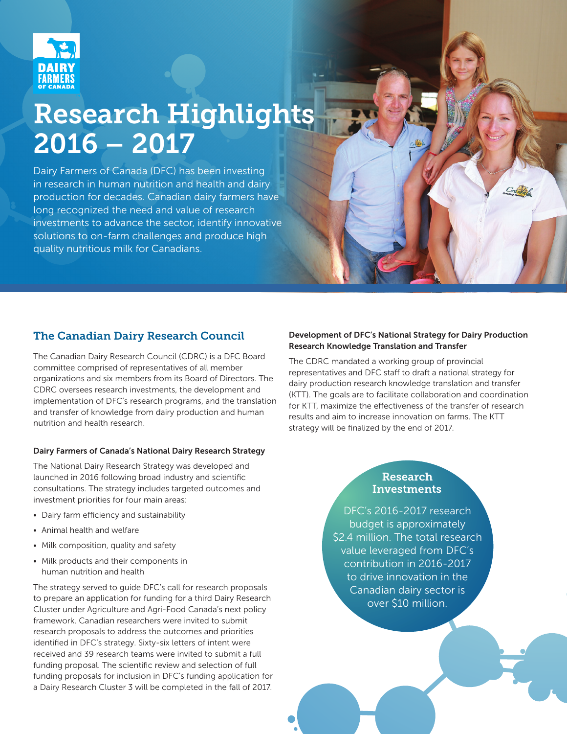# Research Highlights 2016 – 2017

Dairy Farmers of Canada (DFC) has been investing in research in human nutrition and health and dairy production for decades. Canadian dairy farmers have long recognized the need and value of research investments to advance the sector, identify innovative solutions to on-farm challenges and produce high quality nutritious milk for Canadians.

## The Canadian Dairy Research Council

The Canadian Dairy Research Council (CDRC) is a DFC Board committee comprised of representatives of all member organizations and six members from its Board of Directors. The CDRC oversees research investments, the development and implementation of DFC's research programs, and the translation and transfer of knowledge from dairy production and human nutrition and health research.

### Dairy Farmers of Canada's National Dairy Research Strategy

The National Dairy Research Strategy was developed and launched in 2016 following broad industry and scientific consultations. The strategy includes targeted outcomes and investment priorities for four main areas:

- Dairy farm efficiency and sustainability
- Animal health and welfare
- Milk composition, quality and safety
- Milk products and their components in human nutrition and health

The strategy served to guide DFC's call for research proposals to prepare an application for funding for a third Dairy Research Cluster under Agriculture and Agri-Food Canada's next policy framework. Canadian researchers were invited to submit research proposals to address the outcomes and priorities identified in DFC's strategy. Sixty-six letters of intent were received and 39 research teams were invited to submit a full funding proposal. The scientific review and selection of full funding proposals for inclusion in DFC's funding application for a Dairy Research Cluster 3 will be completed in the fall of 2017.

### Development of DFC's National Strategy for Dairy Production Research Knowledge Translation and Transfer

The CDRC mandated a working group of provincial representatives and DFC staff to draft a national strategy for dairy production research knowledge translation and transfer (KTT). The goals are to facilitate collaboration and coordination for KTT, maximize the effectiveness of the transfer of research results and aim to increase innovation on farms. The KTT strategy will be finalized by the end of 2017.

### Research Investments

DFC's 2016-2017 research budget is approximately $2.4 million. The total research value leveraged from DFC's contribution in 2016-2017 to drive innovation in the Canadian dairy sector is over $10 million.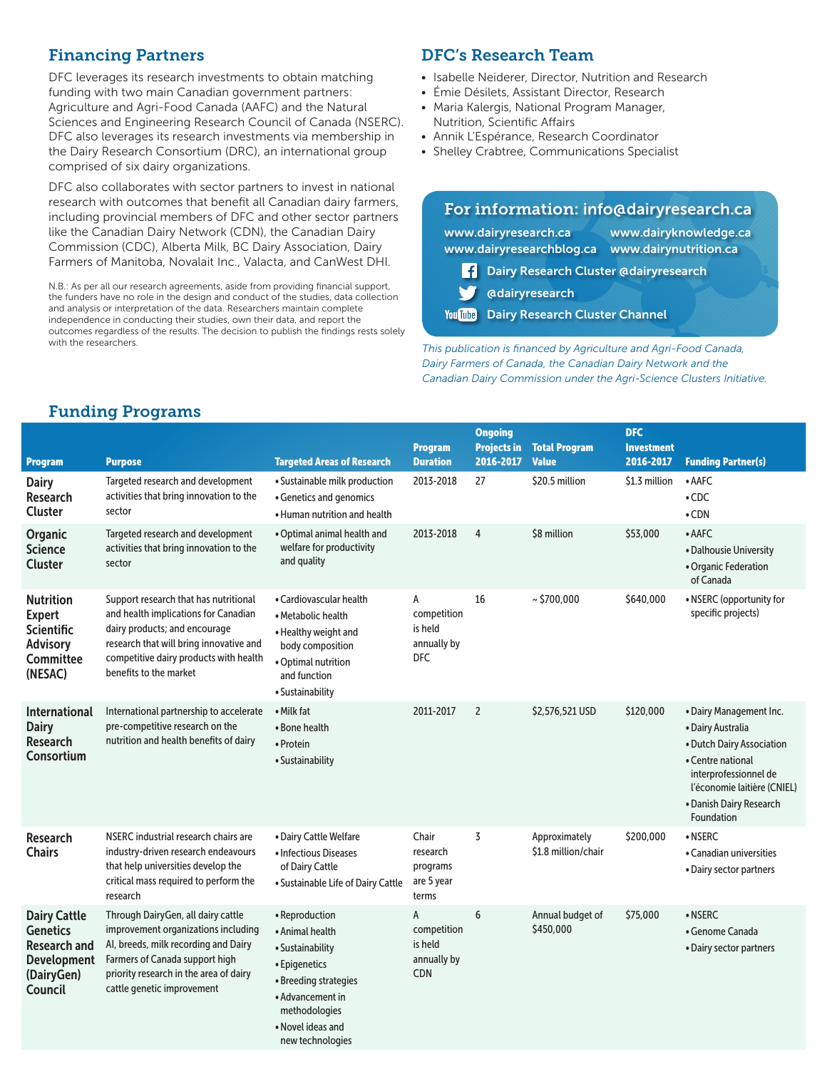## Financing Partners

DFC leverages its research investments to obtain matching funding with two main Canadian government partners: Agriculture and Agri-Food Canada (AAFC) and the Natural Sciences and Engineering Research Council of Canada (NSERC). DFC also leverages its research investments via membership in the Dairy Research Consortium (DRC), an international group comprised of six dairy organizations.

DFC also collaborates with sector partners to invest in national research with outcomes that benefit all Canadian dairy farmers, including provincial members of DFC and other sector partners like the Canadian Dairy Network (CDN), the Canadian Dairy Commission (CDC), Alberta Milk, BC Dairy Association, Dairy Farmers of Manitoba, Novalait Inc., Valacta, and CanWest DHI.

N.B.: As per all our research agreements, aside from providing financial support, the funders have no role in the design and conduct of the studies, data collection and analysis or interpretation of the data. Researchers maintain complete independence in conducting their studies, own their data, and report the outcomes regardless of the results. The decision to publish the findings rests solely with the researchers.

## DFC's Research Team

- Isabelle Neiderer, Director, Nutrition and Research
- Émie Désilets, Assistant Director, Research
- Maria Kalergis, National Program Manager, Nutrition, Scientific Affairs
- Annik L'Espérance, Research Coordinator
- Shelley Crabtree, Communications Specialist

### For information: info@dairyresearch.ca

www.dairyresearch.ca
www.dairyknowledge.ca
www.dairyresearchblog.ca
www.dairynutrition.ca

Dairy Research Cluster @dairyresearch

@dairyresearch

Dairy Research Cluster Channel

*This publication is financed by Agriculture and Agri-Food Canada, Dairy Farmers of Canada, the Canadian Dairy Network and the Canadian Dairy Commission under the Agri-Science Clusters Initiative.*

## Funding Programs

| Program | Purpose | Targeted Areas of Research | Program Duration | Ongoing Projects in 2016-2017 | Total Program Value | DFC Investment 2016-2017 | Funding Partner(s) |
|---|---|---|---|---|---|---|---|
| **Dairy Research Cluster** | Targeted research and development activities that bring innovation to the sector | • Sustainable milk production<br>• Genetics and genomics<br>• Human nutrition and health | 2013-2018 | 27 | $20.5 million | $1.3 million | • AAFC<br>• CDC<br>• CDN |
| **Organic Science Cluster** | Targeted research and development activities that bring innovation to the sector | • Optimal animal health and welfare for productivity and quality | 2013-2018 | 4 | $8 million | $53,000 | • AAFC<br>• Dalhousie University<br>• Organic Federation of Canada |
| **Nutrition Expert Scientific Advisory Committee (NESAC)** | Support research that has nutritional and health implications for Canadian dairy products; and encourage research that will bring innovative and competitive dairy products with health benefits to the market | • Cardiovascular health<br>• Metabolic health<br>• Healthy weight and body composition<br>• Optimal nutrition and function<br>• Sustainability | A competition is held annually by DFC | 16 | ~ $700,000 | $640,000 | • NSERC (opportunity for specific projects) |
| **International Dairy Research Consortium** | International partnership to accelerate pre-competitive research on the nutrition and health benefits of dairy | • Milk fat<br>• Bone health<br>• Protein<br>• Sustainability | 2011-2017 | 2 | $2,576,521 USD | $120,000 | • Dairy Management Inc.<br>• Dairy Australia<br>• Dutch Dairy Association<br>• Centre national interprofessionnel de l'économie laitière (CNIEL)<br>• Danish Dairy Research Foundation |
| **Research Chairs** | NSERC industrial research chairs are industry-driven research endeavours that help universities develop the critical mass required to perform the research | • Dairy Cattle Welfare<br>• Infectious Diseases of Dairy Cattle<br>• Sustainable Life of Dairy Cattle | Chair research programs are 5 year terms | 3 | Approximately $1.8 million/chair | $200,000 | • NSERC<br>• Canadian universities<br>• Dairy sector partners |
| **Dairy Cattle Genetics Research and Development (DairyGen) Council** | Through DairyGen, all dairy cattle improvement organizations including AI, breeds, milk recording and Dairy Farmers of Canada support high priority research in the area of dairy cattle genetic improvement | • Reproduction<br>• Animal health<br>• Sustainability<br>• Epigenetics<br>• Breeding strategies<br>• Advancement in methodologies<br>• Novel ideas and new technologies | A competition is held annually by CDN | 6 | Annual budget of $450,000 | $75,000 | • NSERC<br>• Genome Canada<br>• Dairy sector partners |